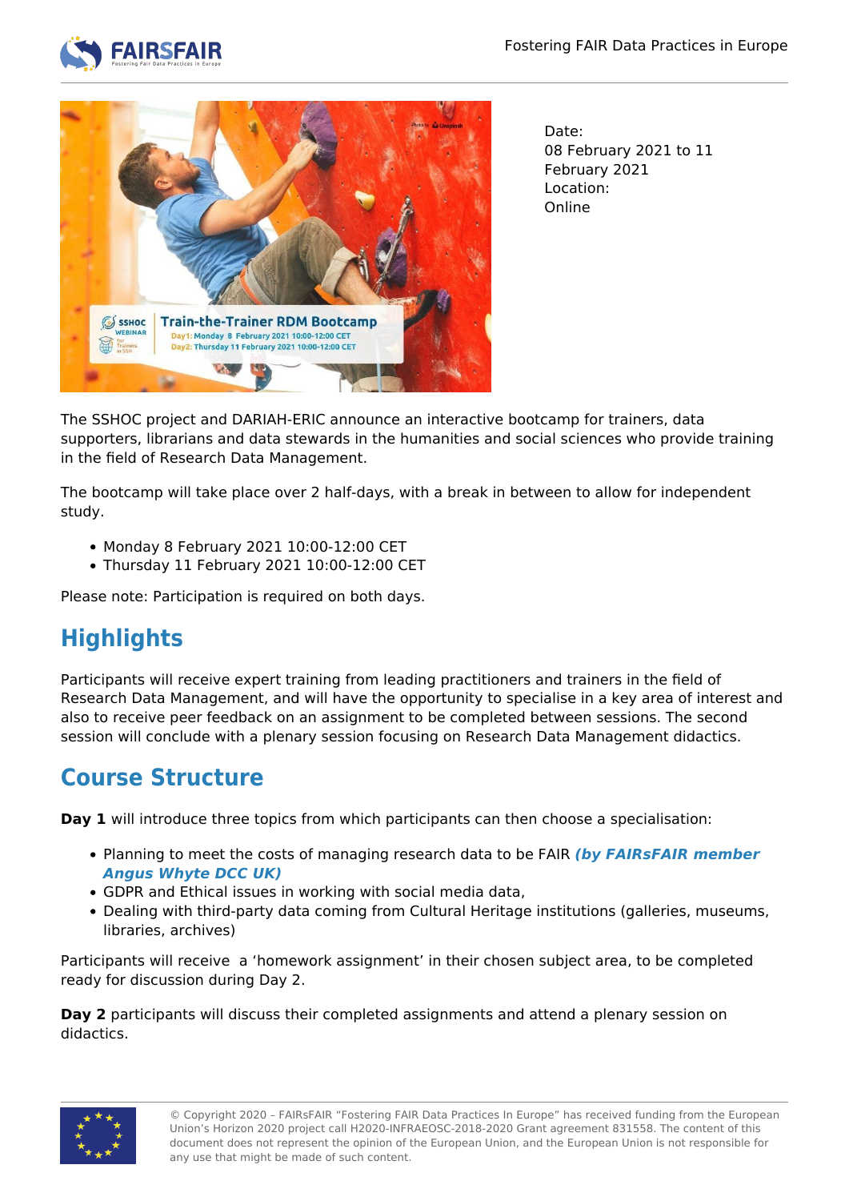Date:
08 February 2021 to 11 February 2021
Location:
Online

The SSHOC project and DARIAH-ERIC announce an interactive bootcamp for trainers, data supporters, librarians and data stewards in the humanities and social sciences who provide training in the field of Research Data Management.

The bootcamp will take place over 2 half-days, with a break in between to allow for independent study.

- Monday 8 February 2021 10:00-12:00 CET
- Thursday 11 February 2021 10:00-12:00 CET

Please note: Participation is required on both days.

## Highlights

Participants will receive expert training from leading practitioners and trainers in the field of Research Data Management, and will have the opportunity to specialise in a key area of interest and also to receive peer feedback on an assignment to be completed between sessions. The second session will conclude with a plenary session focusing on Research Data Management didactics.

## Course Structure

**Day 1** will introduce three topics from which participants can then choose a specialisation:

- Planning to meet the costs of managing research data to be FAIR ***(by FAIRsFAIR member Angus Whyte DCC UK)***
- GDPR and Ethical issues in working with social media data,
- Dealing with third-party data coming from Cultural Heritage institutions (galleries, museums, libraries, archives)

Participants will receive a 'homework assignment' in their chosen subject area, to be completed ready for discussion during Day 2.

**Day 2** participants will discuss their completed assignments and attend a plenary session on didactics.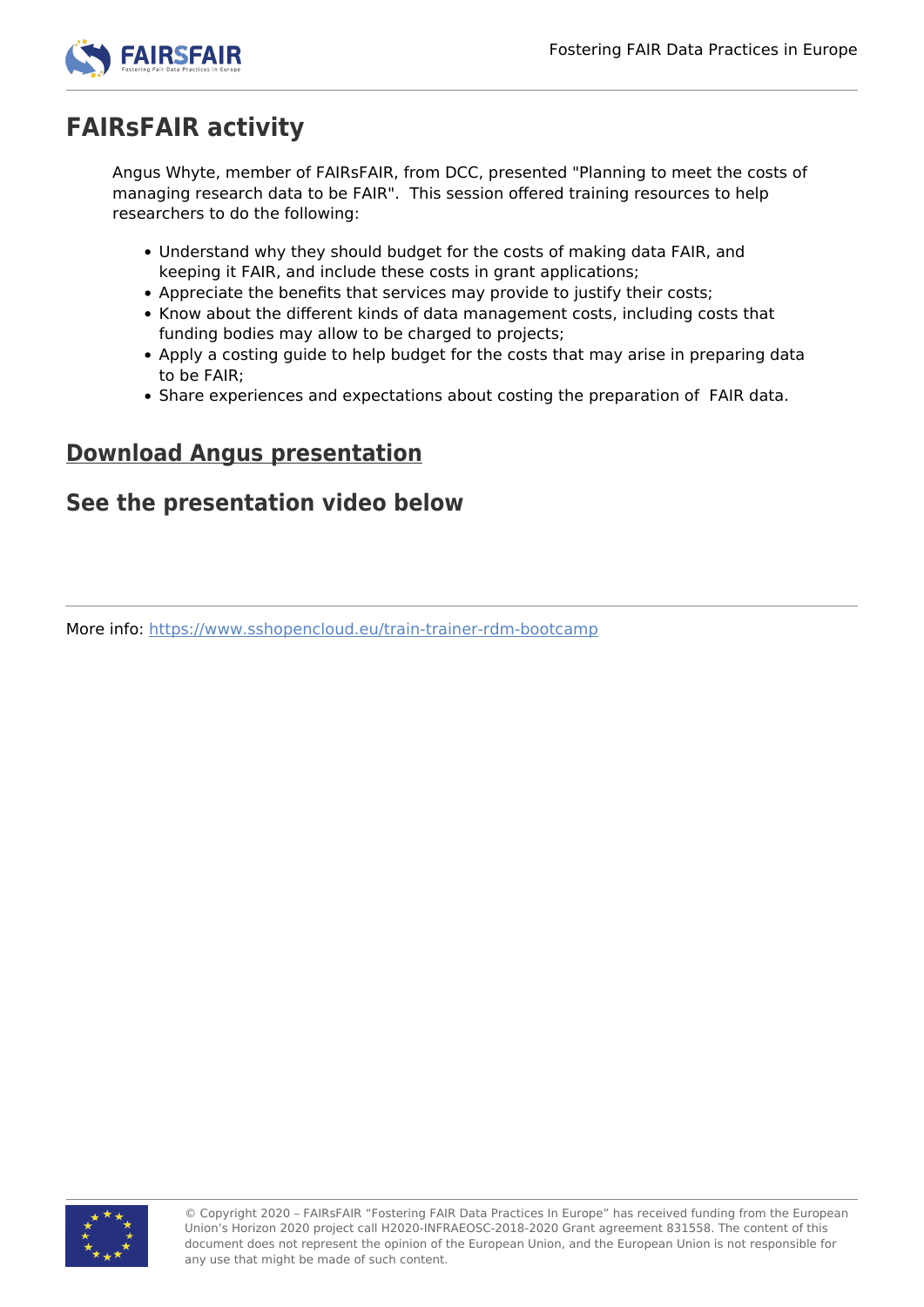# FAIRsFAIR activity

Angus Whyte, member of FAIRsFAIR, from DCC, presented "Planning to meet the costs of managing research data to be FAIR". This session offered training resources to help researchers to do the following:

- Understand why they should budget for the costs of making data FAIR, and keeping it FAIR, and include these costs in grant applications;
- Appreciate the benefits that services may provide to justify their costs;
- Know about the different kinds of data management costs, including costs that funding bodies may allow to be charged to projects;
- Apply a costing guide to help budget for the costs that may arise in preparing data to be FAIR;
- Share experiences and expectations about costing the preparation of FAIR data.

## Download Angus presentation

## See the presentation video below

---

More info: https://www.sshopencloud.eu/train-trainer-rdm-bootcamp

© Copyright 2020 – FAIRsFAIR "Fostering FAIR Data Practices In Europe" has received funding from the European Union's Horizon 2020 project call H2020-INFRAEOSC-2018-2020 Grant agreement 831558. The content of this document does not represent the opinion of the European Union, and the European Union is not responsible for any use that might be made of such content.